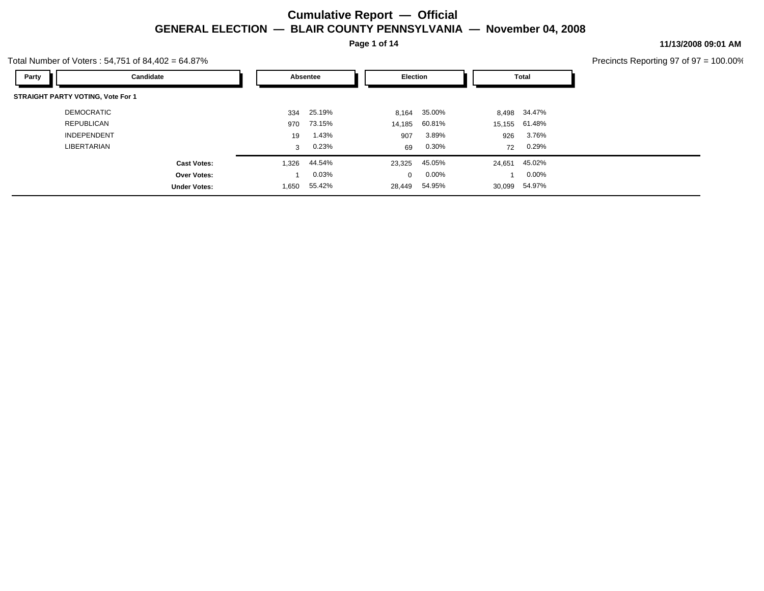# Cumulative Report — Official

## GENERAL ELECTION — BLAIR COUNTY PENNSYLVANIA — November 04, 2008

11/13/2008 09:01 AM

Total Number of Voters : 54,751 of 84,402 = 64.87%

Precincts Reporting 97 of 97 = 100.00%

| Party | Candidate | Absentee | | Election | | Total | |
|---|---|---|---|---|---|---|---|
| **STRAIGHT PARTY VOTING, Vote For 1** | | | | | | | |
| | DEMOCRATIC | 334 | 25.19% | 8,164 | 35.00% | 8,498 | 34.47% |
| | REPUBLICAN | 970 | 73.15% | 14,185 | 60.81% | 15,155 | 61.48% |
| | INDEPENDENT | 19 | 1.43% | 907 | 3.89% | 926 | 3.76% |
| | LIBERTARIAN | 3 | 0.23% | 69 | 0.30% | 72 | 0.29% |
| | **Cast Votes:** | 1,326 | 44.54% | 23,325 | 45.05% | 24,651 | 45.02% |
| | **Over Votes:** | 1 | 0.03% | 0 | 0.00% | 1 | 0.00% |
| | **Under Votes:** | 1,650 | 55.42% | 28,449 | 54.95% | 30,099 | 54.97% |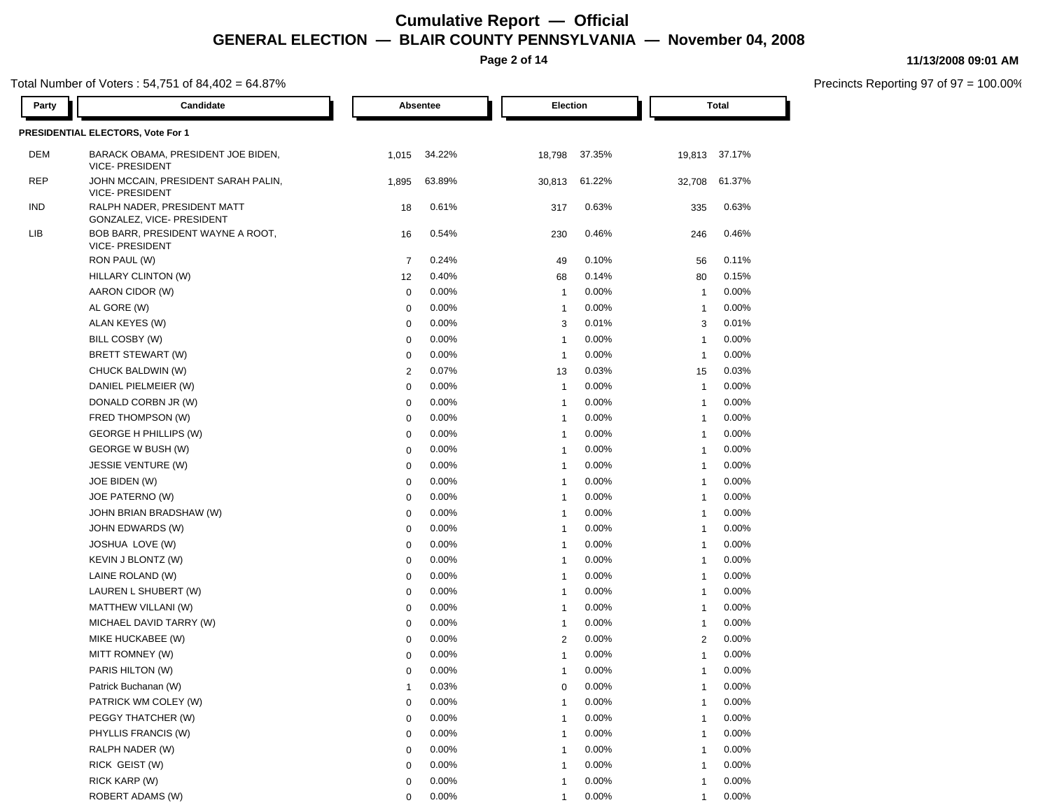# Cumulative Report — Official

## GENERAL ELECTION — BLAIR COUNTY PENNSYLVANIA — November 04, 2008

11/13/2008 09:01 AM

Total Number of Voters : 54,751 of 84,402 = 64.87%

Precincts Reporting 97 of 97 = 100.00%

| Party | Candidate | Absentee | | Election | | Total | |
|---|---|---|---|---|---|---|---|
| **PRESIDENTIAL ELECTORS, Vote For 1** | | | | | | | |
| DEM | BARACK OBAMA, PRESIDENT JOE BIDEN, VICE- PRESIDENT | 1,015 | 34.22% | 18,798 | 37.35% | 19,813 | 37.17% |
| REP | JOHN MCCAIN, PRESIDENT SARAH PALIN, VICE- PRESIDENT | 1,895 | 63.89% | 30,813 | 61.22% | 32,708 | 61.37% |
| IND | RALPH NADER, PRESIDENT MATT GONZALEZ, VICE- PRESIDENT | 18 | 0.61% | 317 | 0.63% | 335 | 0.63% |
| LIB | BOB BARR, PRESIDENT WAYNE A ROOT, VICE- PRESIDENT | 16 | 0.54% | 230 | 0.46% | 246 | 0.46% |
| | RON PAUL (W) | 7 | 0.24% | 49 | 0.10% | 56 | 0.11% |
| | HILLARY CLINTON (W) | 12 | 0.40% | 68 | 0.14% | 80 | 0.15% |
| | AARON CIDOR (W) | 0 | 0.00% | 1 | 0.00% | 1 | 0.00% |
| | AL GORE (W) | 0 | 0.00% | 1 | 0.00% | 1 | 0.00% |
| | ALAN KEYES (W) | 0 | 0.00% | 3 | 0.01% | 3 | 0.01% |
| | BILL COSBY (W) | 0 | 0.00% | 1 | 0.00% | 1 | 0.00% |
| | BRETT STEWART (W) | 0 | 0.00% | 1 | 0.00% | 1 | 0.00% |
| | CHUCK BALDWIN (W) | 2 | 0.07% | 13 | 0.03% | 15 | 0.03% |
| | DANIEL PIELMEIER (W) | 0 | 0.00% | 1 | 0.00% | 1 | 0.00% |
| | DONALD CORBN JR (W) | 0 | 0.00% | 1 | 0.00% | 1 | 0.00% |
| | FRED THOMPSON (W) | 0 | 0.00% | 1 | 0.00% | 1 | 0.00% |
| | GEORGE H PHILLIPS (W) | 0 | 0.00% | 1 | 0.00% | 1 | 0.00% |
| | GEORGE W BUSH (W) | 0 | 0.00% | 1 | 0.00% | 1 | 0.00% |
| | JESSIE VENTURE (W) | 0 | 0.00% | 1 | 0.00% | 1 | 0.00% |
| | JOE BIDEN (W) | 0 | 0.00% | 1 | 0.00% | 1 | 0.00% |
| | JOE PATERNO (W) | 0 | 0.00% | 1 | 0.00% | 1 | 0.00% |
| | JOHN BRIAN BRADSHAW (W) | 0 | 0.00% | 1 | 0.00% | 1 | 0.00% |
| | JOHN EDWARDS (W) | 0 | 0.00% | 1 | 0.00% | 1 | 0.00% |
| | JOSHUA LOVE (W) | 0 | 0.00% | 1 | 0.00% | 1 | 0.00% |
| | KEVIN J BLONTZ (W) | 0 | 0.00% | 1 | 0.00% | 1 | 0.00% |
| | LAINE ROLAND (W) | 0 | 0.00% | 1 | 0.00% | 1 | 0.00% |
| | LAUREN L SHUBERT (W) | 0 | 0.00% | 1 | 0.00% | 1 | 0.00% |
| | MATTHEW VILLANI (W) | 0 | 0.00% | 1 | 0.00% | 1 | 0.00% |
| | MICHAEL DAVID TARRY (W) | 0 | 0.00% | 1 | 0.00% | 1 | 0.00% |
| | MIKE HUCKABEE (W) | 0 | 0.00% | 2 | 0.00% | 2 | 0.00% |
| | MITT ROMNEY (W) | 0 | 0.00% | 1 | 0.00% | 1 | 0.00% |
| | PARIS HILTON (W) | 0 | 0.00% | 1 | 0.00% | 1 | 0.00% |
| | Patrick Buchanan (W) | 1 | 0.03% | 0 | 0.00% | 1 | 0.00% |
| | PATRICK WM COLEY (W) | 0 | 0.00% | 1 | 0.00% | 1 | 0.00% |
| | PEGGY THATCHER (W) | 0 | 0.00% | 1 | 0.00% | 1 | 0.00% |
| | PHYLLIS FRANCIS (W) | 0 | 0.00% | 1 | 0.00% | 1 | 0.00% |
| | RALPH NADER (W) | 0 | 0.00% | 1 | 0.00% | 1 | 0.00% |
| | RICK GEIST (W) | 0 | 0.00% | 1 | 0.00% | 1 | 0.00% |
| | RICK KARP (W) | 0 | 0.00% | 1 | 0.00% | 1 | 0.00% |
| | ROBERT ADAMS (W) | 0 | 0.00% | 1 | 0.00% | 1 | 0.00% |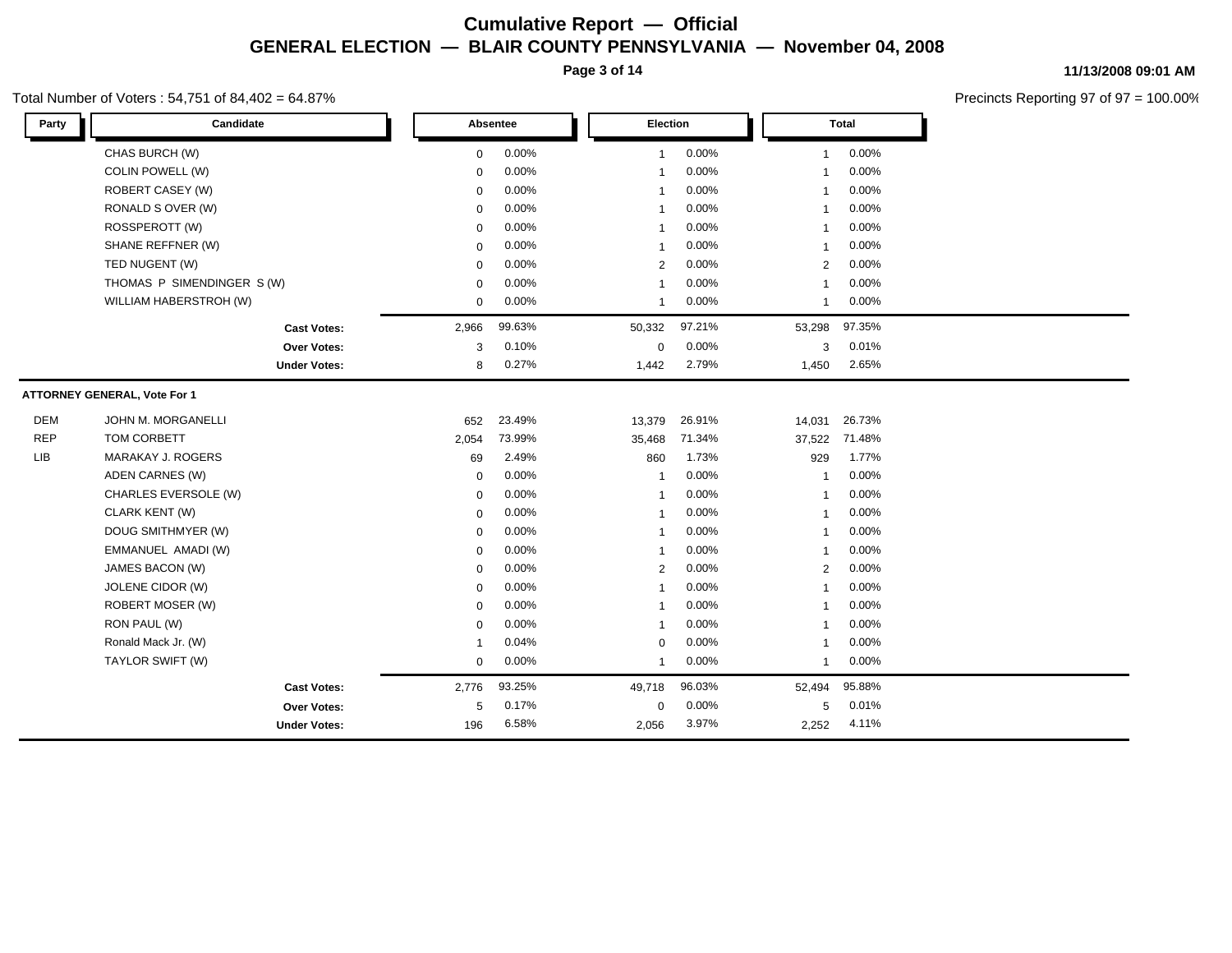# Cumulative Report — Official

## GENERAL ELECTION — BLAIR COUNTY PENNSYLVANIA — November 04, 2008

11/13/2008 09:01 AM

Total Number of Voters : 54,751 of 84,402 = 64.87%

Precincts Reporting 97 of 97 = 100.00%

| Party | Candidate | Absentee | | Election | | Total | |
|---|---|---|---|---|---|---|---|
| | CHAS BURCH (W) | 0 | 0.00% | 1 | 0.00% | 1 | 0.00% |
| | COLIN POWELL (W) | 0 | 0.00% | 1 | 0.00% | 1 | 0.00% |
| | ROBERT CASEY (W) | 0 | 0.00% | 1 | 0.00% | 1 | 0.00% |
| | RONALD S OVER (W) | 0 | 0.00% | 1 | 0.00% | 1 | 0.00% |
| | ROSSPEROTT (W) | 0 | 0.00% | 1 | 0.00% | 1 | 0.00% |
| | SHANE REFFNER (W) | 0 | 0.00% | 1 | 0.00% | 1 | 0.00% |
| | TED NUGENT (W) | 0 | 0.00% | 2 | 0.00% | 2 | 0.00% |
| | THOMAS P SIMENDINGER S (W) | 0 | 0.00% | 1 | 0.00% | 1 | 0.00% |
| | WILLIAM HABERSTROH (W) | 0 | 0.00% | 1 | 0.00% | 1 | 0.00% |
| | **Cast Votes:** | 2,966 | 99.63% | 50,332 | 97.21% | 53,298 | 97.35% |
| | **Over Votes:** | 3 | 0.10% | 0 | 0.00% | 3 | 0.01% |
| | **Under Votes:** | 8 | 0.27% | 1,442 | 2.79% | 1,450 | 2.65% |

**ATTORNEY GENERAL, Vote For 1**

| Party | Candidate | Absentee | | Election | | Total | |
|---|---|---|---|---|---|---|---|
| DEM | JOHN M. MORGANELLI | 652 | 23.49% | 13,379 | 26.91% | 14,031 | 26.73% |
| REP | TOM CORBETT | 2,054 | 73.99% | 35,468 | 71.34% | 37,522 | 71.48% |
| LIB | MARAKAY J. ROGERS | 69 | 2.49% | 860 | 1.73% | 929 | 1.77% |
| | ADEN CARNES (W) | 0 | 0.00% | 1 | 0.00% | 1 | 0.00% |
| | CHARLES EVERSOLE (W) | 0 | 0.00% | 1 | 0.00% | 1 | 0.00% |
| | CLARK KENT (W) | 0 | 0.00% | 1 | 0.00% | 1 | 0.00% |
| | DOUG SMITHMYER (W) | 0 | 0.00% | 1 | 0.00% | 1 | 0.00% |
| | EMMANUEL AMADI (W) | 0 | 0.00% | 1 | 0.00% | 1 | 0.00% |
| | JAMES BACON (W) | 0 | 0.00% | 2 | 0.00% | 2 | 0.00% |
| | JOLENE CIDOR (W) | 0 | 0.00% | 1 | 0.00% | 1 | 0.00% |
| | ROBERT MOSER (W) | 0 | 0.00% | 1 | 0.00% | 1 | 0.00% |
| | RON PAUL (W) | 0 | 0.00% | 1 | 0.00% | 1 | 0.00% |
| | Ronald Mack Jr. (W) | 1 | 0.04% | 0 | 0.00% | 1 | 0.00% |
| | TAYLOR SWIFT (W) | 0 | 0.00% | 1 | 0.00% | 1 | 0.00% |
| | **Cast Votes:** | 2,776 | 93.25% | 49,718 | 96.03% | 52,494 | 95.88% |
| | **Over Votes:** | 5 | 0.17% | 0 | 0.00% | 5 | 0.01% |
| | **Under Votes:** | 196 | 6.58% | 2,056 | 3.97% | 2,252 | 4.11% |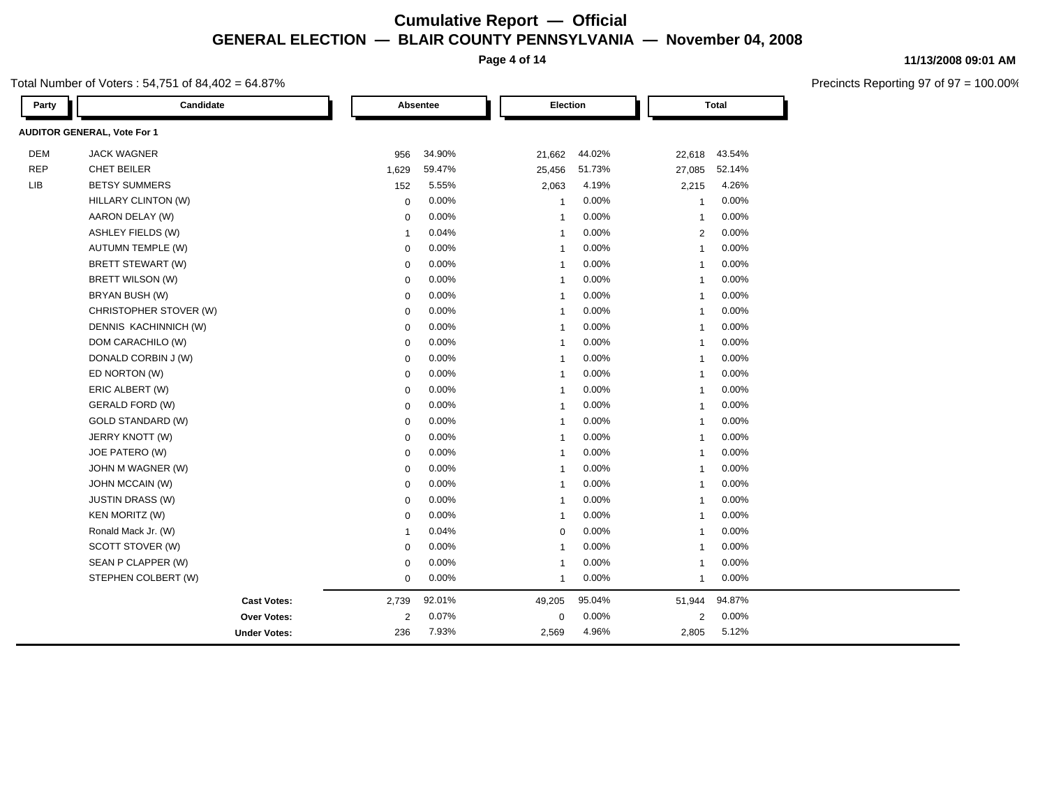# Cumulative Report — Official

## GENERAL ELECTION — BLAIR COUNTY PENNSYLVANIA — November 04, 2008

11/13/2008 09:01 AM

Total Number of Voters : 54,751 of 84,402 = 64.87%

Precincts Reporting 97 of 97 = 100.00%

| Party | Candidate | Absentee | | Election | | Total | |
|---|---|---|---|---|---|---|---|
| **AUDITOR GENERAL, Vote For 1** | | | | | | | |
| DEM | JACK WAGNER | 956 | 34.90% | 21,662 | 44.02% | 22,618 | 43.54% |
| REP | CHET BEILER | 1,629 | 59.47% | 25,456 | 51.73% | 27,085 | 52.14% |
| LIB | BETSY SUMMERS | 152 | 5.55% | 2,063 | 4.19% | 2,215 | 4.26% |
| | HILLARY CLINTON (W) | 0 | 0.00% | 1 | 0.00% | 1 | 0.00% |
| | AARON DELAY (W) | 0 | 0.00% | 1 | 0.00% | 1 | 0.00% |
| | ASHLEY FIELDS (W) | 1 | 0.04% | 1 | 0.00% | 2 | 0.00% |
| | AUTUMN TEMPLE (W) | 0 | 0.00% | 1 | 0.00% | 1 | 0.00% |
| | BRETT STEWART (W) | 0 | 0.00% | 1 | 0.00% | 1 | 0.00% |
| | BRETT WILSON (W) | 0 | 0.00% | 1 | 0.00% | 1 | 0.00% |
| | BRYAN BUSH (W) | 0 | 0.00% | 1 | 0.00% | 1 | 0.00% |
| | CHRISTOPHER STOVER (W) | 0 | 0.00% | 1 | 0.00% | 1 | 0.00% |
| | DENNIS KACHINNICH (W) | 0 | 0.00% | 1 | 0.00% | 1 | 0.00% |
| | DOM CARACHILO (W) | 0 | 0.00% | 1 | 0.00% | 1 | 0.00% |
| | DONALD CORBIN J (W) | 0 | 0.00% | 1 | 0.00% | 1 | 0.00% |
| | ED NORTON (W) | 0 | 0.00% | 1 | 0.00% | 1 | 0.00% |
| | ERIC ALBERT (W) | 0 | 0.00% | 1 | 0.00% | 1 | 0.00% |
| | GERALD FORD (W) | 0 | 0.00% | 1 | 0.00% | 1 | 0.00% |
| | GOLD STANDARD (W) | 0 | 0.00% | 1 | 0.00% | 1 | 0.00% |
| | JERRY KNOTT (W) | 0 | 0.00% | 1 | 0.00% | 1 | 0.00% |
| | JOE PATERO (W) | 0 | 0.00% | 1 | 0.00% | 1 | 0.00% |
| | JOHN M WAGNER (W) | 0 | 0.00% | 1 | 0.00% | 1 | 0.00% |
| | JOHN MCCAIN (W) | 0 | 0.00% | 1 | 0.00% | 1 | 0.00% |
| | JUSTIN DRASS (W) | 0 | 0.00% | 1 | 0.00% | 1 | 0.00% |
| | KEN MORITZ (W) | 0 | 0.00% | 1 | 0.00% | 1 | 0.00% |
| | Ronald Mack Jr. (W) | 1 | 0.04% | 0 | 0.00% | 1 | 0.00% |
| | SCOTT STOVER (W) | 0 | 0.00% | 1 | 0.00% | 1 | 0.00% |
| | SEAN P CLAPPER (W) | 0 | 0.00% | 1 | 0.00% | 1 | 0.00% |
| | STEPHEN COLBERT (W) | 0 | 0.00% | 1 | 0.00% | 1 | 0.00% |
| | **Cast Votes:** | 2,739 | 92.01% | 49,205 | 95.04% | 51,944 | 94.87% |
| | **Over Votes:** | 2 | 0.07% | 0 | 0.00% | 2 | 0.00% |
| | **Under Votes:** | 236 | 7.93% | 2,569 | 4.96% | 2,805 | 5.12% |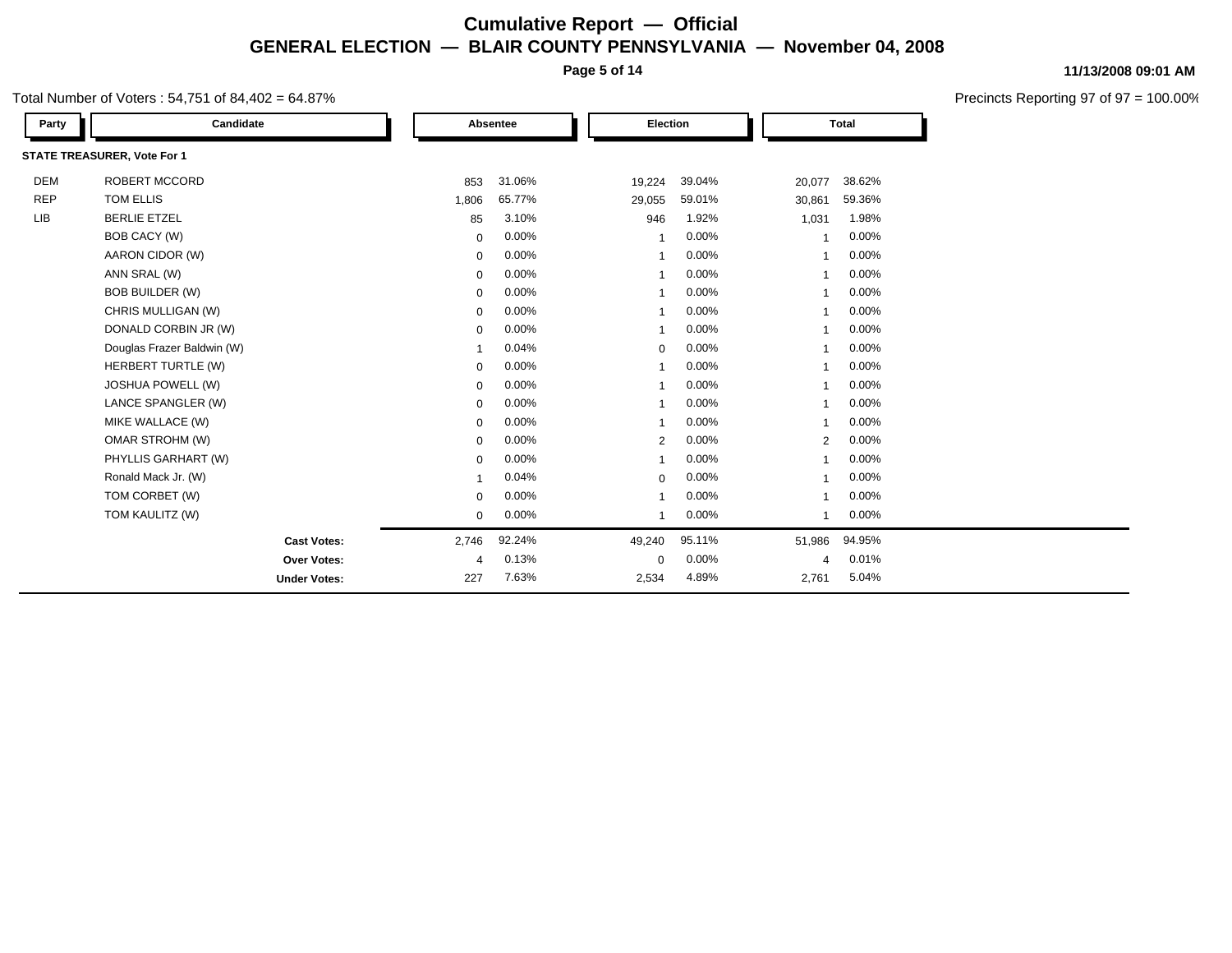# Cumulative Report — Official

## GENERAL ELECTION — BLAIR COUNTY PENNSYLVANIA — November 04, 2008

11/13/2008 09:01 AM

Total Number of Voters : 54,751 of 84,402 = 64.87%

Precincts Reporting 97 of 97 = 100.00%

| Party | Candidate | Absentee | | Election | | Total | |
|---|---|---|---|---|---|---|---|
| **STATE TREASURER, Vote For 1** | | | | | | | |
| DEM | ROBERT MCCORD | 853 | 31.06% | 19,224 | 39.04% | 20,077 | 38.62% |
| REP | TOM ELLIS | 1,806 | 65.77% | 29,055 | 59.01% | 30,861 | 59.36% |
| LIB | BERLIE ETZEL | 85 | 3.10% | 946 | 1.92% | 1,031 | 1.98% |
| | BOB CACY (W) | 0 | 0.00% | 1 | 0.00% | 1 | 0.00% |
| | AARON CIDOR (W) | 0 | 0.00% | 1 | 0.00% | 1 | 0.00% |
| | ANN SRAL (W) | 0 | 0.00% | 1 | 0.00% | 1 | 0.00% |
| | BOB BUILDER (W) | 0 | 0.00% | 1 | 0.00% | 1 | 0.00% |
| | CHRIS MULLIGAN (W) | 0 | 0.00% | 1 | 0.00% | 1 | 0.00% |
| | DONALD CORBIN JR (W) | 0 | 0.00% | 1 | 0.00% | 1 | 0.00% |
| | Douglas Frazer Baldwin (W) | 1 | 0.04% | 0 | 0.00% | 1 | 0.00% |
| | HERBERT TURTLE (W) | 0 | 0.00% | 1 | 0.00% | 1 | 0.00% |
| | JOSHUA POWELL (W) | 0 | 0.00% | 1 | 0.00% | 1 | 0.00% |
| | LANCE SPANGLER (W) | 0 | 0.00% | 1 | 0.00% | 1 | 0.00% |
| | MIKE WALLACE (W) | 0 | 0.00% | 1 | 0.00% | 1 | 0.00% |
| | OMAR STROHM (W) | 0 | 0.00% | 2 | 0.00% | 2 | 0.00% |
| | PHYLLIS GARHART (W) | 0 | 0.00% | 1 | 0.00% | 1 | 0.00% |
| | Ronald Mack Jr. (W) | 1 | 0.04% | 0 | 0.00% | 1 | 0.00% |
| | TOM CORBET (W) | 0 | 0.00% | 1 | 0.00% | 1 | 0.00% |
| | TOM KAULITZ (W) | 0 | 0.00% | 1 | 0.00% | 1 | 0.00% |
| | **Cast Votes:** | 2,746 | 92.24% | 49,240 | 95.11% | 51,986 | 94.95% |
| | **Over Votes:** | 4 | 0.13% | 0 | 0.00% | 4 | 0.01% |
| | **Under Votes:** | 227 | 7.63% | 2,534 | 4.89% | 2,761 | 5.04% |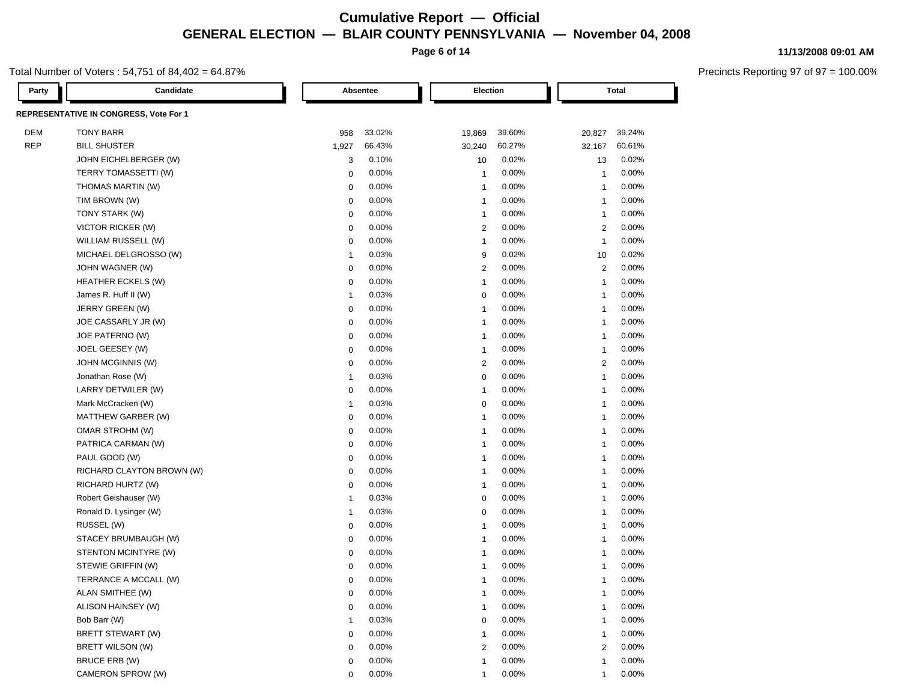# Cumulative Report — Official

## GENERAL ELECTION — BLAIR COUNTY PENNSYLVANIA — November 04, 2008

11/13/2008 09:01 AM

Total Number of Voters : 54,751 of 84,402 = 64.87%

Precincts Reporting 97 of 97 = 100.00%

| Party | Candidate | Absentee | | Election | | Total | |
|---|---|---|---|---|---|---|---|
| **REPRESENTATIVE IN CONGRESS, Vote For 1** | | | | | | | |
| DEM | TONY BARR | 958 | 33.02% | 19,869 | 39.60% | 20,827 | 39.24% |
| REP | BILL SHUSTER | 1,927 | 66.43% | 30,240 | 60.27% | 32,167 | 60.61% |
| | JOHN EICHELBERGER (W) | 3 | 0.10% | 10 | 0.02% | 13 | 0.02% |
| | TERRY TOMASSETTI (W) | 0 | 0.00% | 1 | 0.00% | 1 | 0.00% |
| | THOMAS MARTIN (W) | 0 | 0.00% | 1 | 0.00% | 1 | 0.00% |
| | TIM BROWN (W) | 0 | 0.00% | 1 | 0.00% | 1 | 0.00% |
| | TONY STARK (W) | 0 | 0.00% | 1 | 0.00% | 1 | 0.00% |
| | VICTOR RICKER (W) | 0 | 0.00% | 2 | 0.00% | 2 | 0.00% |
| | WILLIAM RUSSELL (W) | 0 | 0.00% | 1 | 0.00% | 1 | 0.00% |
| | MICHAEL DELGROSSO (W) | 1 | 0.03% | 9 | 0.02% | 10 | 0.02% |
| | JOHN WAGNER (W) | 0 | 0.00% | 2 | 0.00% | 2 | 0.00% |
| | HEATHER ECKELS (W) | 0 | 0.00% | 1 | 0.00% | 1 | 0.00% |
| | James R. Huff II (W) | 1 | 0.03% | 0 | 0.00% | 1 | 0.00% |
| | JERRY GREEN (W) | 0 | 0.00% | 1 | 0.00% | 1 | 0.00% |
| | JOE CASSARLY JR (W) | 0 | 0.00% | 1 | 0.00% | 1 | 0.00% |
| | JOE PATERNO (W) | 0 | 0.00% | 1 | 0.00% | 1 | 0.00% |
| | JOEL GEESEY (W) | 0 | 0.00% | 1 | 0.00% | 1 | 0.00% |
| | JOHN MCGINNIS (W) | 0 | 0.00% | 2 | 0.00% | 2 | 0.00% |
| | Jonathan Rose (W) | 1 | 0.03% | 0 | 0.00% | 1 | 0.00% |
| | LARRY DETWILER (W) | 0 | 0.00% | 1 | 0.00% | 1 | 0.00% |
| | Mark McCracken (W) | 1 | 0.03% | 0 | 0.00% | 1 | 0.00% |
| | MATTHEW GARBER (W) | 0 | 0.00% | 1 | 0.00% | 1 | 0.00% |
| | OMAR STROHM (W) | 0 | 0.00% | 1 | 0.00% | 1 | 0.00% |
| | PATRICA CARMAN (W) | 0 | 0.00% | 1 | 0.00% | 1 | 0.00% |
| | PAUL GOOD (W) | 0 | 0.00% | 1 | 0.00% | 1 | 0.00% |
| | RICHARD CLAYTON BROWN (W) | 0 | 0.00% | 1 | 0.00% | 1 | 0.00% |
| | RICHARD HURTZ (W) | 0 | 0.00% | 1 | 0.00% | 1 | 0.00% |
| | Robert Geishauser (W) | 1 | 0.03% | 0 | 0.00% | 1 | 0.00% |
| | Ronald D. Lysinger (W) | 1 | 0.03% | 0 | 0.00% | 1 | 0.00% |
| | RUSSEL (W) | 0 | 0.00% | 1 | 0.00% | 1 | 0.00% |
| | STACEY BRUMBAUGH (W) | 0 | 0.00% | 1 | 0.00% | 1 | 0.00% |
| | STENTON MCINTYRE (W) | 0 | 0.00% | 1 | 0.00% | 1 | 0.00% |
| | STEWIE GRIFFIN (W) | 0 | 0.00% | 1 | 0.00% | 1 | 0.00% |
| | TERRANCE A MCCALL (W) | 0 | 0.00% | 1 | 0.00% | 1 | 0.00% |
| | ALAN SMITHEE (W) | 0 | 0.00% | 1 | 0.00% | 1 | 0.00% |
| | ALISON HAINSEY (W) | 0 | 0.00% | 1 | 0.00% | 1 | 0.00% |
| | Bob Barr (W) | 1 | 0.03% | 0 | 0.00% | 1 | 0.00% |
| | BRETT STEWART (W) | 0 | 0.00% | 1 | 0.00% | 1 | 0.00% |
| | BRETT WILSON (W) | 0 | 0.00% | 2 | 0.00% | 2 | 0.00% |
| | BRUCE ERB (W) | 0 | 0.00% | 1 | 0.00% | 1 | 0.00% |
| | CAMERON SPROW (W) | 0 | 0.00% | 1 | 0.00% | 1 | 0.00% |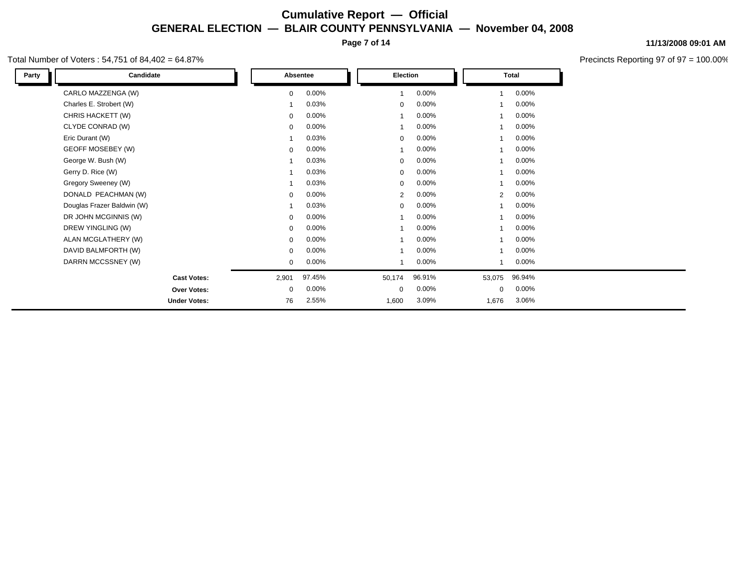# Cumulative Report — Official

## GENERAL ELECTION — BLAIR COUNTY PENNSYLVANIA — November 04, 2008

11/13/2008 09:01 AM

Total Number of Voters : 54,751 of 84,402 = 64.87%

Precincts Reporting 97 of 97 = 100.00%

| Party | Candidate | Absentee | | Election | | Total | |
|---|---|---|---|---|---|---|---|
| | CARLO MAZZENGA (W) | 0 | 0.00% | 1 | 0.00% | 1 | 0.00% |
| | Charles E. Strobert (W) | 1 | 0.03% | 0 | 0.00% | 1 | 0.00% |
| | CHRIS HACKETT (W) | 0 | 0.00% | 1 | 0.00% | 1 | 0.00% |
| | CLYDE CONRAD (W) | 0 | 0.00% | 1 | 0.00% | 1 | 0.00% |
| | Eric Durant (W) | 1 | 0.03% | 0 | 0.00% | 1 | 0.00% |
| | GEOFF MOSEBEY (W) | 0 | 0.00% | 1 | 0.00% | 1 | 0.00% |
| | George W. Bush (W) | 1 | 0.03% | 0 | 0.00% | 1 | 0.00% |
| | Gerry D. Rice (W) | 1 | 0.03% | 0 | 0.00% | 1 | 0.00% |
| | Gregory Sweeney (W) | 1 | 0.03% | 0 | 0.00% | 1 | 0.00% |
| | DONALD PEACHMAN (W) | 0 | 0.00% | 2 | 0.00% | 2 | 0.00% |
| | Douglas Frazer Baldwin (W) | 1 | 0.03% | 0 | 0.00% | 1 | 0.00% |
| | DR JOHN MCGINNIS (W) | 0 | 0.00% | 1 | 0.00% | 1 | 0.00% |
| | DREW YINGLING (W) | 0 | 0.00% | 1 | 0.00% | 1 | 0.00% |
| | ALAN MCGLATHERY (W) | 0 | 0.00% | 1 | 0.00% | 1 | 0.00% |
| | DAVID BALMFORTH (W) | 0 | 0.00% | 1 | 0.00% | 1 | 0.00% |
| | DARRN MCCSSNEY (W) | 0 | 0.00% | 1 | 0.00% | 1 | 0.00% |
| | **Cast Votes:** | 2,901 | 97.45% | 50,174 | 96.91% | 53,075 | 96.94% |
| | **Over Votes:** | 0 | 0.00% | 0 | 0.00% | 0 | 0.00% |
| | **Under Votes:** | 76 | 2.55% | 1,600 | 3.09% | 1,676 | 3.06% |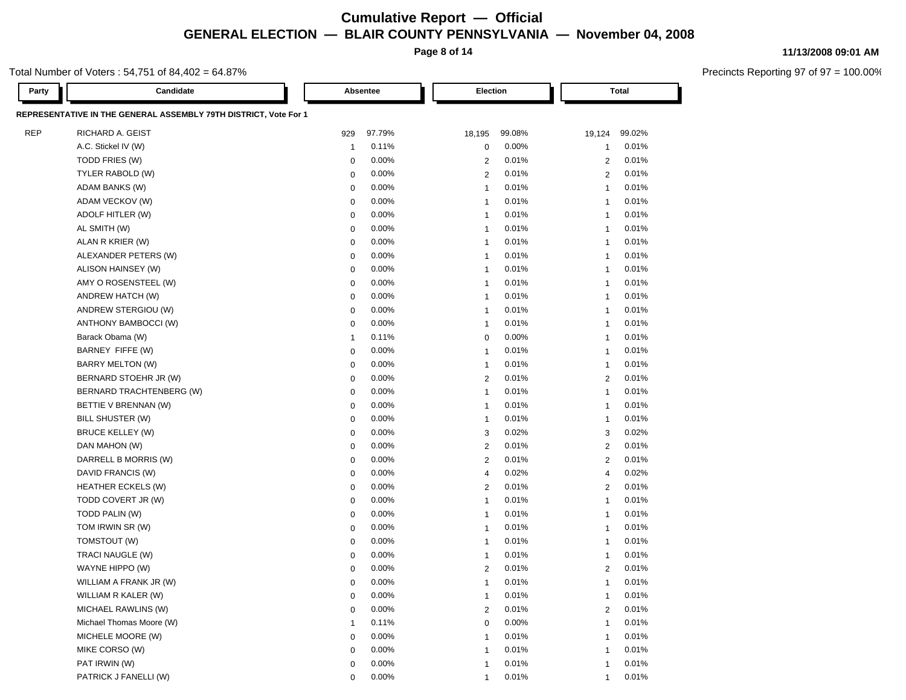# Cumulative Report — Official

## GENERAL ELECTION — BLAIR COUNTY PENNSYLVANIA — November 04, 2008

11/13/2008 09:01 AM

Total Number of Voters : 54,751 of 84,402 = 64.87%

Precincts Reporting 97 of 97 = 100.00%

**REPRESENTATIVE IN THE GENERAL ASSEMBLY 79TH DISTRICT, Vote For 1**

| Party | Candidate | Absentee | | Election | | Total | |
|---|---|---|---|---|---|---|---|
| REP | RICHARD A. GEIST | 929 | 97.79% | 18,195 | 99.08% | 19,124 | 99.02% |
| | A.C. Stickel IV (W) | 1 | 0.11% | 0 | 0.00% | 1 | 0.01% |
| | TODD FRIES (W) | 0 | 0.00% | 2 | 0.01% | 2 | 0.01% |
| | TYLER RABOLD (W) | 0 | 0.00% | 2 | 0.01% | 2 | 0.01% |
| | ADAM BANKS (W) | 0 | 0.00% | 1 | 0.01% | 1 | 0.01% |
| | ADAM VECKOV (W) | 0 | 0.00% | 1 | 0.01% | 1 | 0.01% |
| | ADOLF HITLER (W) | 0 | 0.00% | 1 | 0.01% | 1 | 0.01% |
| | AL SMITH (W) | 0 | 0.00% | 1 | 0.01% | 1 | 0.01% |
| | ALAN R KRIER (W) | 0 | 0.00% | 1 | 0.01% | 1 | 0.01% |
| | ALEXANDER PETERS (W) | 0 | 0.00% | 1 | 0.01% | 1 | 0.01% |
| | ALISON HAINSEY (W) | 0 | 0.00% | 1 | 0.01% | 1 | 0.01% |
| | AMY O ROSENSTEEL (W) | 0 | 0.00% | 1 | 0.01% | 1 | 0.01% |
| | ANDREW HATCH (W) | 0 | 0.00% | 1 | 0.01% | 1 | 0.01% |
| | ANDREW STERGIOU (W) | 0 | 0.00% | 1 | 0.01% | 1 | 0.01% |
| | ANTHONY BAMBOCCI (W) | 0 | 0.00% | 1 | 0.01% | 1 | 0.01% |
| | Barack Obama (W) | 1 | 0.11% | 0 | 0.00% | 1 | 0.01% |
| | BARNEY FIFFE (W) | 0 | 0.00% | 1 | 0.01% | 1 | 0.01% |
| | BARRY MELTON (W) | 0 | 0.00% | 1 | 0.01% | 1 | 0.01% |
| | BERNARD STOEHR JR (W) | 0 | 0.00% | 2 | 0.01% | 2 | 0.01% |
| | BERNARD TRACHTENBERG (W) | 0 | 0.00% | 1 | 0.01% | 1 | 0.01% |
| | BETTIE V BRENNAN (W) | 0 | 0.00% | 1 | 0.01% | 1 | 0.01% |
| | BILL SHUSTER (W) | 0 | 0.00% | 1 | 0.01% | 1 | 0.01% |
| | BRUCE KELLEY (W) | 0 | 0.00% | 3 | 0.02% | 3 | 0.02% |
| | DAN MAHON (W) | 0 | 0.00% | 2 | 0.01% | 2 | 0.01% |
| | DARRELL B MORRIS (W) | 0 | 0.00% | 2 | 0.01% | 2 | 0.01% |
| | DAVID FRANCIS (W) | 0 | 0.00% | 4 | 0.02% | 4 | 0.02% |
| | HEATHER ECKELS (W) | 0 | 0.00% | 2 | 0.01% | 2 | 0.01% |
| | TODD COVERT JR (W) | 0 | 0.00% | 1 | 0.01% | 1 | 0.01% |
| | TODD PALIN (W) | 0 | 0.00% | 1 | 0.01% | 1 | 0.01% |
| | TOM IRWIN SR (W) | 0 | 0.00% | 1 | 0.01% | 1 | 0.01% |
| | TOMSTOUT (W) | 0 | 0.00% | 1 | 0.01% | 1 | 0.01% |
| | TRACI NAUGLE (W) | 0 | 0.00% | 1 | 0.01% | 1 | 0.01% |
| | WAYNE HIPPO (W) | 0 | 0.00% | 2 | 0.01% | 2 | 0.01% |
| | WILLIAM A FRANK JR (W) | 0 | 0.00% | 1 | 0.01% | 1 | 0.01% |
| | WILLIAM R KALER (W) | 0 | 0.00% | 1 | 0.01% | 1 | 0.01% |
| | MICHAEL RAWLINS (W) | 0 | 0.00% | 2 | 0.01% | 2 | 0.01% |
| | Michael Thomas Moore (W) | 1 | 0.11% | 0 | 0.00% | 1 | 0.01% |
| | MICHELE MOORE (W) | 0 | 0.00% | 1 | 0.01% | 1 | 0.01% |
| | MIKE CORSO (W) | 0 | 0.00% | 1 | 0.01% | 1 | 0.01% |
| | PAT IRWIN (W) | 0 | 0.00% | 1 | 0.01% | 1 | 0.01% |
| | PATRICK J FANELLI (W) | 0 | 0.00% | 1 | 0.01% | 1 | 0.01% |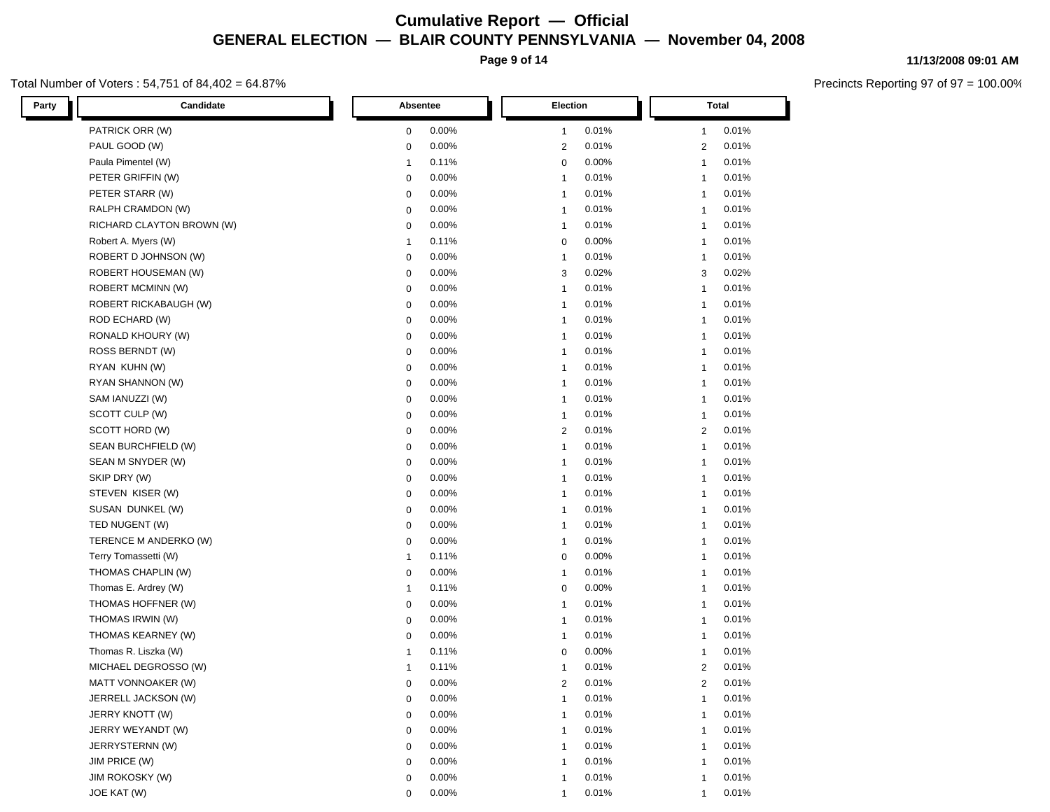# Cumulative Report — Official

## GENERAL ELECTION — BLAIR COUNTY PENNSYLVANIA — November 04, 2008

11/13/2008 09:01 AM

Total Number of Voters : 54,751 of 84,402 = 64.87%

Precincts Reporting 97 of 97 = 100.00%

| Party | Candidate | Absentee | | Election | | Total | |
|---|---|---|---|---|---|---|---|
| | PATRICK ORR (W) | 0 | 0.00% | 1 | 0.01% | 1 | 0.01% |
| | PAUL GOOD (W) | 0 | 0.00% | 2 | 0.01% | 2 | 0.01% |
| | Paula Pimentel (W) | 1 | 0.11% | 0 | 0.00% | 1 | 0.01% |
| | PETER GRIFFIN (W) | 0 | 0.00% | 1 | 0.01% | 1 | 0.01% |
| | PETER STARR (W) | 0 | 0.00% | 1 | 0.01% | 1 | 0.01% |
| | RALPH CRAMDON (W) | 0 | 0.00% | 1 | 0.01% | 1 | 0.01% |
| | RICHARD CLAYTON BROWN (W) | 0 | 0.00% | 1 | 0.01% | 1 | 0.01% |
| | Robert A. Myers (W) | 1 | 0.11% | 0 | 0.00% | 1 | 0.01% |
| | ROBERT D JOHNSON (W) | 0 | 0.00% | 1 | 0.01% | 1 | 0.01% |
| | ROBERT HOUSEMAN (W) | 0 | 0.00% | 3 | 0.02% | 3 | 0.02% |
| | ROBERT MCMINN (W) | 0 | 0.00% | 1 | 0.01% | 1 | 0.01% |
| | ROBERT RICKABAUGH (W) | 0 | 0.00% | 1 | 0.01% | 1 | 0.01% |
| | ROD ECHARD (W) | 0 | 0.00% | 1 | 0.01% | 1 | 0.01% |
| | RONALD KHOURY (W) | 0 | 0.00% | 1 | 0.01% | 1 | 0.01% |
| | ROSS BERNDT (W) | 0 | 0.00% | 1 | 0.01% | 1 | 0.01% |
| | RYAN KUHN (W) | 0 | 0.00% | 1 | 0.01% | 1 | 0.01% |
| | RYAN SHANNON (W) | 0 | 0.00% | 1 | 0.01% | 1 | 0.01% |
| | SAM IANUZZI (W) | 0 | 0.00% | 1 | 0.01% | 1 | 0.01% |
| | SCOTT CULP (W) | 0 | 0.00% | 1 | 0.01% | 1 | 0.01% |
| | SCOTT HORD (W) | 0 | 0.00% | 2 | 0.01% | 2 | 0.01% |
| | SEAN BURCHFIELD (W) | 0 | 0.00% | 1 | 0.01% | 1 | 0.01% |
| | SEAN M SNYDER (W) | 0 | 0.00% | 1 | 0.01% | 1 | 0.01% |
| | SKIP DRY (W) | 0 | 0.00% | 1 | 0.01% | 1 | 0.01% |
| | STEVEN KISER (W) | 0 | 0.00% | 1 | 0.01% | 1 | 0.01% |
| | SUSAN DUNKEL (W) | 0 | 0.00% | 1 | 0.01% | 1 | 0.01% |
| | TED NUGENT (W) | 0 | 0.00% | 1 | 0.01% | 1 | 0.01% |
| | TERENCE M ANDERKO (W) | 0 | 0.00% | 1 | 0.01% | 1 | 0.01% |
| | Terry Tomassetti (W) | 1 | 0.11% | 0 | 0.00% | 1 | 0.01% |
| | THOMAS CHAPLIN (W) | 0 | 0.00% | 1 | 0.01% | 1 | 0.01% |
| | Thomas E. Ardrey (W) | 1 | 0.11% | 0 | 0.00% | 1 | 0.01% |
| | THOMAS HOFFNER (W) | 0 | 0.00% | 1 | 0.01% | 1 | 0.01% |
| | THOMAS IRWIN (W) | 0 | 0.00% | 1 | 0.01% | 1 | 0.01% |
| | THOMAS KEARNEY (W) | 0 | 0.00% | 1 | 0.01% | 1 | 0.01% |
| | Thomas R. Liszka (W) | 1 | 0.11% | 0 | 0.00% | 1 | 0.01% |
| | MICHAEL DEGROSSO (W) | 1 | 0.11% | 1 | 0.01% | 2 | 0.01% |
| | MATT VONNOAKER (W) | 0 | 0.00% | 2 | 0.01% | 2 | 0.01% |
| | JERRELL JACKSON (W) | 0 | 0.00% | 1 | 0.01% | 1 | 0.01% |
| | JERRY KNOTT (W) | 0 | 0.00% | 1 | 0.01% | 1 | 0.01% |
| | JERRY WEYANDT (W) | 0 | 0.00% | 1 | 0.01% | 1 | 0.01% |
| | JERRYSTERNN (W) | 0 | 0.00% | 1 | 0.01% | 1 | 0.01% |
| | JIM PRICE (W) | 0 | 0.00% | 1 | 0.01% | 1 | 0.01% |
| | JIM ROKOSKY (W) | 0 | 0.00% | 1 | 0.01% | 1 | 0.01% |
| | JOE KAT (W) | 0 | 0.00% | 1 | 0.01% | 1 | 0.01% |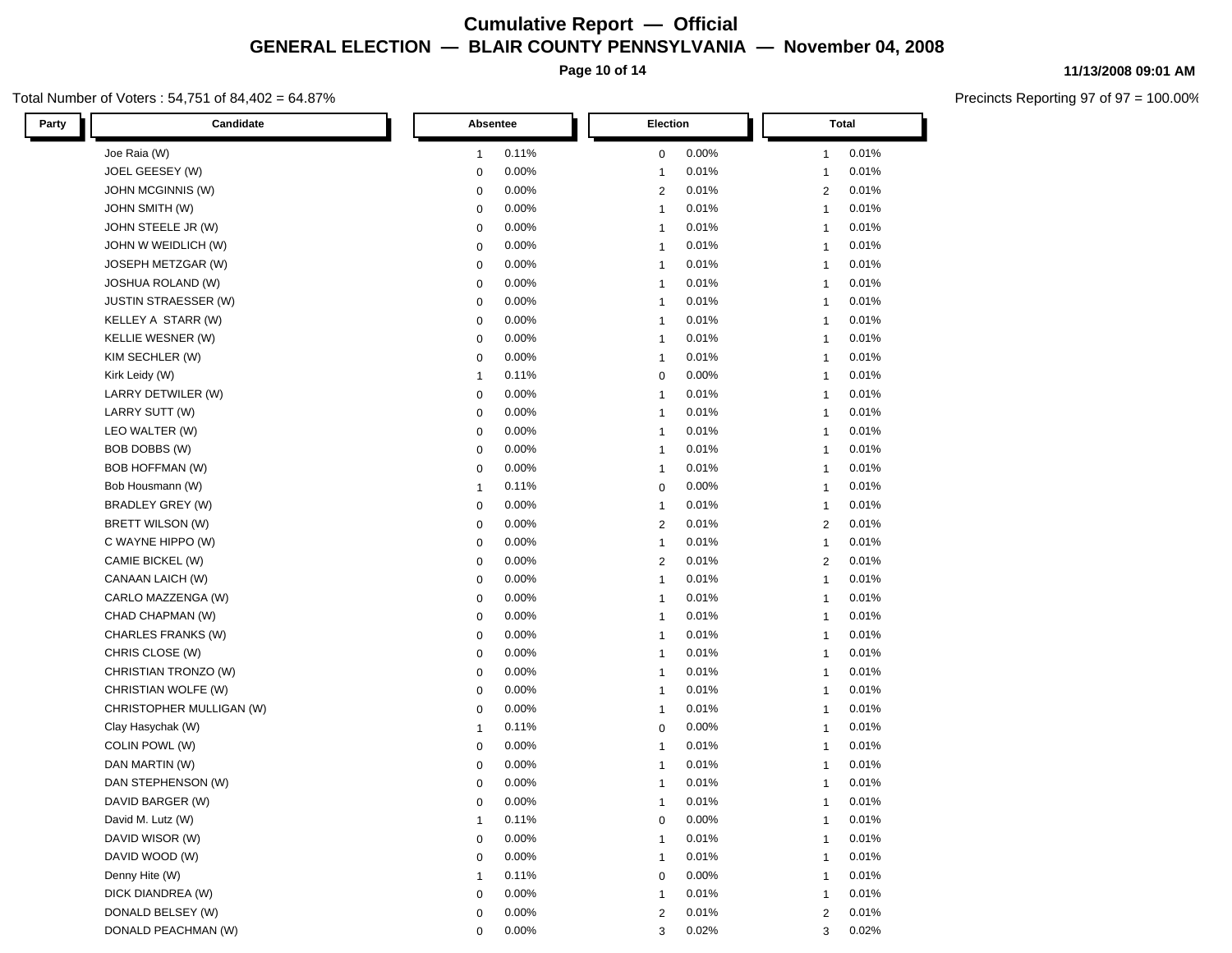# Cumulative Report — Official

## GENERAL ELECTION — BLAIR COUNTY PENNSYLVANIA — November 04, 2008

11/13/2008 09:01 AM

Total Number of Voters : 54,751 of 84,402 = 64.87%

Precincts Reporting 97 of 97 = 100.00%

| Party | Candidate | Absentee | | Election | | Total | |
|---|---|---|---|---|---|---|---|
| | Joe Raia (W) | 1 | 0.11% | 0 | 0.00% | 1 | 0.01% |
| | JOEL GEESEY (W) | 0 | 0.00% | 1 | 0.01% | 1 | 0.01% |
| | JOHN MCGINNIS (W) | 0 | 0.00% | 2 | 0.01% | 2 | 0.01% |
| | JOHN SMITH (W) | 0 | 0.00% | 1 | 0.01% | 1 | 0.01% |
| | JOHN STEELE JR (W) | 0 | 0.00% | 1 | 0.01% | 1 | 0.01% |
| | JOHN W WEIDLICH (W) | 0 | 0.00% | 1 | 0.01% | 1 | 0.01% |
| | JOSEPH METZGAR (W) | 0 | 0.00% | 1 | 0.01% | 1 | 0.01% |
| | JOSHUA ROLAND (W) | 0 | 0.00% | 1 | 0.01% | 1 | 0.01% |
| | JUSTIN STRAESSER (W) | 0 | 0.00% | 1 | 0.01% | 1 | 0.01% |
| | KELLEY A STARR (W) | 0 | 0.00% | 1 | 0.01% | 1 | 0.01% |
| | KELLIE WESNER (W) | 0 | 0.00% | 1 | 0.01% | 1 | 0.01% |
| | KIM SECHLER (W) | 0 | 0.00% | 1 | 0.01% | 1 | 0.01% |
| | Kirk Leidy (W) | 1 | 0.11% | 0 | 0.00% | 1 | 0.01% |
| | LARRY DETWILER (W) | 0 | 0.00% | 1 | 0.01% | 1 | 0.01% |
| | LARRY SUTT (W) | 0 | 0.00% | 1 | 0.01% | 1 | 0.01% |
| | LEO WALTER (W) | 0 | 0.00% | 1 | 0.01% | 1 | 0.01% |
| | BOB DOBBS (W) | 0 | 0.00% | 1 | 0.01% | 1 | 0.01% |
| | BOB HOFFMAN (W) | 0 | 0.00% | 1 | 0.01% | 1 | 0.01% |
| | Bob Housmann (W) | 1 | 0.11% | 0 | 0.00% | 1 | 0.01% |
| | BRADLEY GREY (W) | 0 | 0.00% | 1 | 0.01% | 1 | 0.01% |
| | BRETT WILSON (W) | 0 | 0.00% | 2 | 0.01% | 2 | 0.01% |
| | C WAYNE HIPPO (W) | 0 | 0.00% | 1 | 0.01% | 1 | 0.01% |
| | CAMIE BICKEL (W) | 0 | 0.00% | 2 | 0.01% | 2 | 0.01% |
| | CANAAN LAICH (W) | 0 | 0.00% | 1 | 0.01% | 1 | 0.01% |
| | CARLO MAZZENGA (W) | 0 | 0.00% | 1 | 0.01% | 1 | 0.01% |
| | CHAD CHAPMAN (W) | 0 | 0.00% | 1 | 0.01% | 1 | 0.01% |
| | CHARLES FRANKS (W) | 0 | 0.00% | 1 | 0.01% | 1 | 0.01% |
| | CHRIS CLOSE (W) | 0 | 0.00% | 1 | 0.01% | 1 | 0.01% |
| | CHRISTIAN TRONZO (W) | 0 | 0.00% | 1 | 0.01% | 1 | 0.01% |
| | CHRISTIAN WOLFE (W) | 0 | 0.00% | 1 | 0.01% | 1 | 0.01% |
| | CHRISTOPHER MULLIGAN (W) | 0 | 0.00% | 1 | 0.01% | 1 | 0.01% |
| | Clay Hasychak (W) | 1 | 0.11% | 0 | 0.00% | 1 | 0.01% |
| | COLIN POWL (W) | 0 | 0.00% | 1 | 0.01% | 1 | 0.01% |
| | DAN MARTIN (W) | 0 | 0.00% | 1 | 0.01% | 1 | 0.01% |
| | DAN STEPHENSON (W) | 0 | 0.00% | 1 | 0.01% | 1 | 0.01% |
| | DAVID BARGER (W) | 0 | 0.00% | 1 | 0.01% | 1 | 0.01% |
| | David M. Lutz (W) | 1 | 0.11% | 0 | 0.00% | 1 | 0.01% |
| | DAVID WISOR (W) | 0 | 0.00% | 1 | 0.01% | 1 | 0.01% |
| | DAVID WOOD (W) | 0 | 0.00% | 1 | 0.01% | 1 | 0.01% |
| | Denny Hite (W) | 1 | 0.11% | 0 | 0.00% | 1 | 0.01% |
| | DICK DIANDREA (W) | 0 | 0.00% | 1 | 0.01% | 1 | 0.01% |
| | DONALD BELSEY (W) | 0 | 0.00% | 2 | 0.01% | 2 | 0.01% |
| | DONALD PEACHMAN (W) | 0 | 0.00% | 3 | 0.02% | 3 | 0.02% |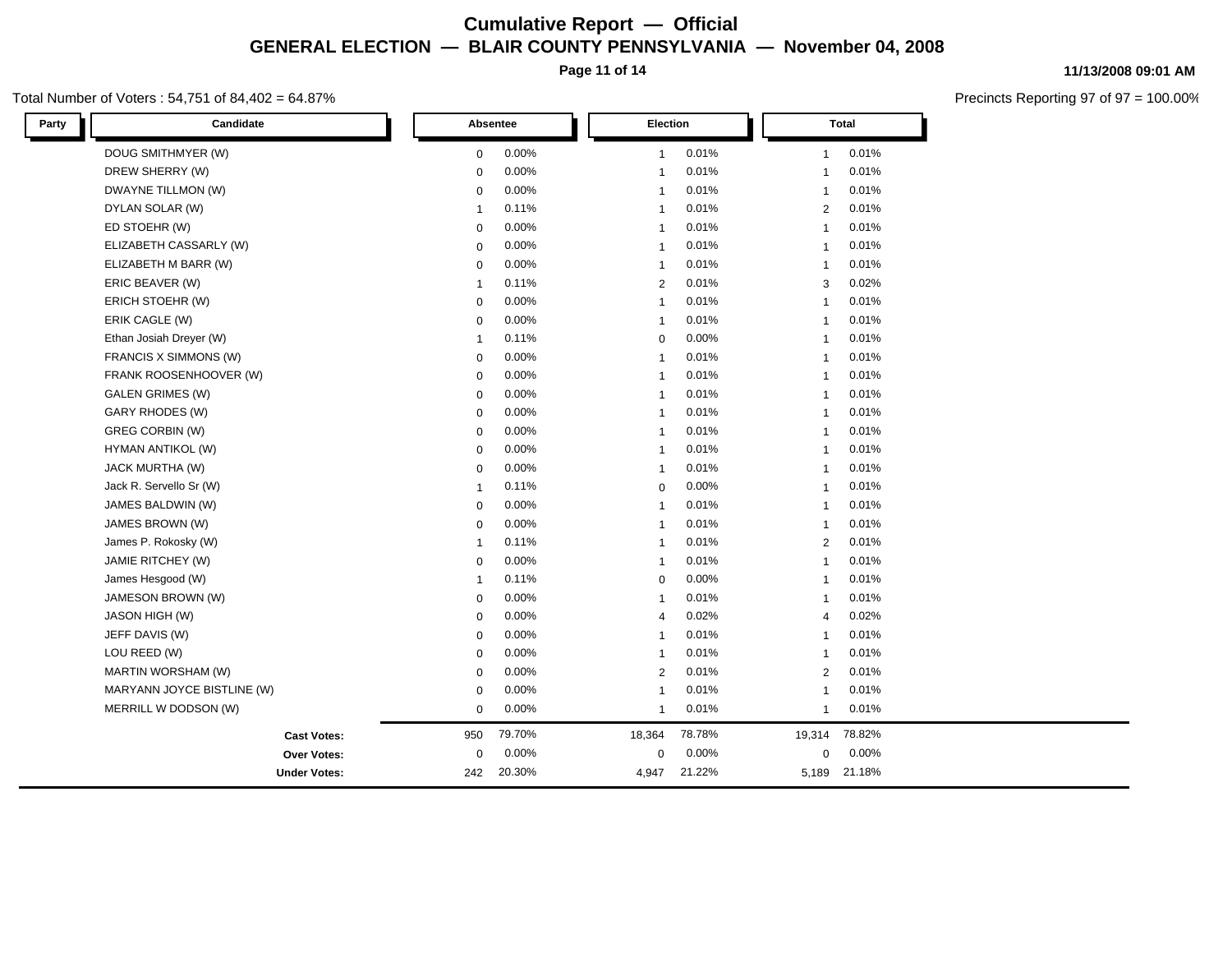# Cumulative Report — Official

## GENERAL ELECTION — BLAIR COUNTY PENNSYLVANIA — November 04, 2008

11/13/2008 09:01 AM

Total Number of Voters : 54,751 of 84,402 = 64.87%

Precincts Reporting 97 of 97 = 100.00%

| Party | Candidate | Absentee | | Election | | Total | |
|---|---|---|---|---|---|---|---|
| | DOUG SMITHMYER (W) | 0 | 0.00% | 1 | 0.01% | 1 | 0.01% |
| | DREW SHERRY (W) | 0 | 0.00% | 1 | 0.01% | 1 | 0.01% |
| | DWAYNE TILLMON (W) | 0 | 0.00% | 1 | 0.01% | 1 | 0.01% |
| | DYLAN SOLAR (W) | 1 | 0.11% | 1 | 0.01% | 2 | 0.01% |
| | ED STOEHR (W) | 0 | 0.00% | 1 | 0.01% | 1 | 0.01% |
| | ELIZABETH CASSARLY (W) | 0 | 0.00% | 1 | 0.01% | 1 | 0.01% |
| | ELIZABETH M BARR (W) | 0 | 0.00% | 1 | 0.01% | 1 | 0.01% |
| | ERIC BEAVER (W) | 1 | 0.11% | 2 | 0.01% | 3 | 0.02% |
| | ERICH STOEHR (W) | 0 | 0.00% | 1 | 0.01% | 1 | 0.01% |
| | ERIK CAGLE (W) | 0 | 0.00% | 1 | 0.01% | 1 | 0.01% |
| | Ethan Josiah Dreyer (W) | 1 | 0.11% | 0 | 0.00% | 1 | 0.01% |
| | FRANCIS X SIMMONS (W) | 0 | 0.00% | 1 | 0.01% | 1 | 0.01% |
| | FRANK ROOSENHOOVER (W) | 0 | 0.00% | 1 | 0.01% | 1 | 0.01% |
| | GALEN GRIMES (W) | 0 | 0.00% | 1 | 0.01% | 1 | 0.01% |
| | GARY RHODES (W) | 0 | 0.00% | 1 | 0.01% | 1 | 0.01% |
| | GREG CORBIN (W) | 0 | 0.00% | 1 | 0.01% | 1 | 0.01% |
| | HYMAN ANTIKOL (W) | 0 | 0.00% | 1 | 0.01% | 1 | 0.01% |
| | JACK MURTHA (W) | 0 | 0.00% | 1 | 0.01% | 1 | 0.01% |
| | Jack R. Servello Sr (W) | 1 | 0.11% | 0 | 0.00% | 1 | 0.01% |
| | JAMES BALDWIN (W) | 0 | 0.00% | 1 | 0.01% | 1 | 0.01% |
| | JAMES BROWN (W) | 0 | 0.00% | 1 | 0.01% | 1 | 0.01% |
| | James P. Rokosky (W) | 1 | 0.11% | 1 | 0.01% | 2 | 0.01% |
| | JAMIE RITCHEY (W) | 0 | 0.00% | 1 | 0.01% | 1 | 0.01% |
| | James Hesgood (W) | 1 | 0.11% | 0 | 0.00% | 1 | 0.01% |
| | JAMESON BROWN (W) | 0 | 0.00% | 1 | 0.01% | 1 | 0.01% |
| | JASON HIGH (W) | 0 | 0.00% | 4 | 0.02% | 4 | 0.02% |
| | JEFF DAVIS (W) | 0 | 0.00% | 1 | 0.01% | 1 | 0.01% |
| | LOU REED (W) | 0 | 0.00% | 1 | 0.01% | 1 | 0.01% |
| | MARTIN WORSHAM (W) | 0 | 0.00% | 2 | 0.01% | 2 | 0.01% |
| | MARYANN JOYCE BISTLINE (W) | 0 | 0.00% | 1 | 0.01% | 1 | 0.01% |
| | MERRILL W DODSON (W) | 0 | 0.00% | 1 | 0.01% | 1 | 0.01% |
| | **Cast Votes:** | 950 | 79.70% | 18,364 | 78.78% | 19,314 | 78.82% |
| | **Over Votes:** | 0 | 0.00% | 0 | 0.00% | 0 | 0.00% |
| | **Under Votes:** | 242 | 20.30% | 4,947 | 21.22% | 5,189 | 21.18% |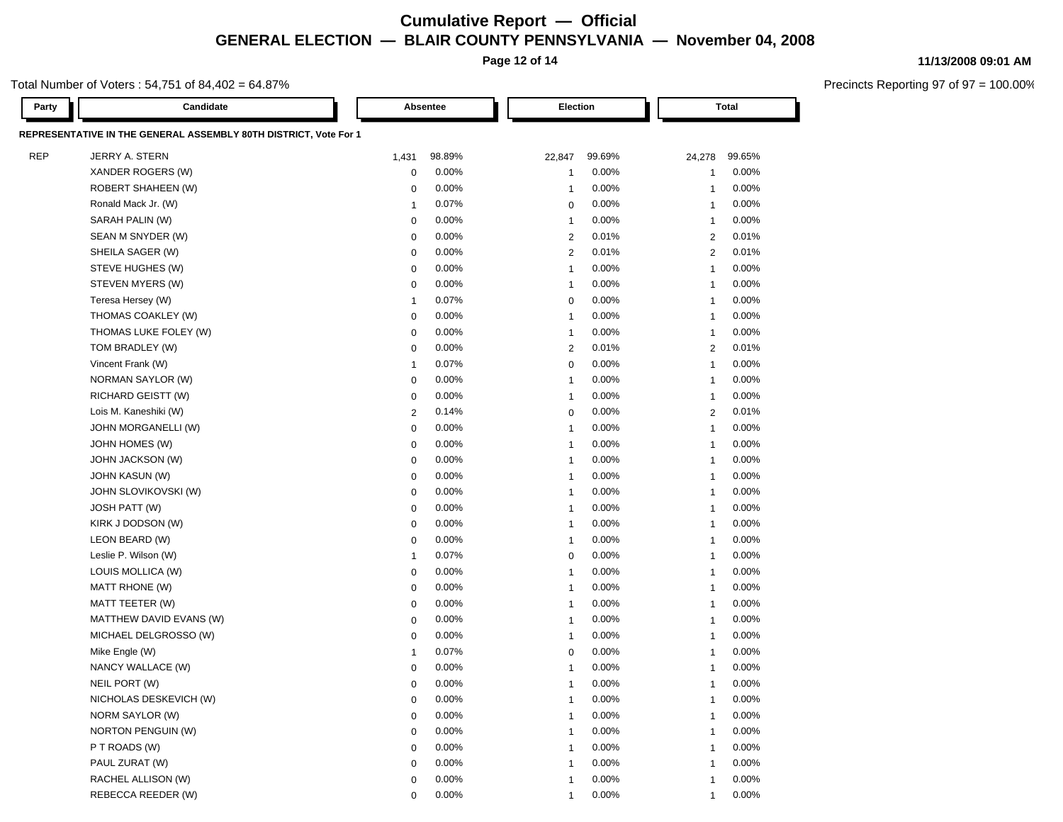# Cumulative Report — Official

## GENERAL ELECTION — BLAIR COUNTY PENNSYLVANIA — November 04, 2008

11/13/2008 09:01 AM

Total Number of Voters : 54,751 of 84,402 = 64.87%

Precincts Reporting 97 of 97 = 100.00%

**REPRESENTATIVE IN THE GENERAL ASSEMBLY 80TH DISTRICT, Vote For 1**

| Party | Candidate | Absentee | | Election | | Total | |
|---|---|---|---|---|---|---|---|
| REP | JERRY A. STERN | 1,431 | 98.89% | 22,847 | 99.69% | 24,278 | 99.65% |
| | XANDER ROGERS (W) | 0 | 0.00% | 1 | 0.00% | 1 | 0.00% |
| | ROBERT SHAHEEN (W) | 0 | 0.00% | 1 | 0.00% | 1 | 0.00% |
| | Ronald Mack Jr. (W) | 1 | 0.07% | 0 | 0.00% | 1 | 0.00% |
| | SARAH PALIN (W) | 0 | 0.00% | 1 | 0.00% | 1 | 0.00% |
| | SEAN M SNYDER (W) | 0 | 0.00% | 2 | 0.01% | 2 | 0.01% |
| | SHEILA SAGER (W) | 0 | 0.00% | 2 | 0.01% | 2 | 0.01% |
| | STEVE HUGHES (W) | 0 | 0.00% | 1 | 0.00% | 1 | 0.00% |
| | STEVEN MYERS (W) | 0 | 0.00% | 1 | 0.00% | 1 | 0.00% |
| | Teresa Hersey (W) | 1 | 0.07% | 0 | 0.00% | 1 | 0.00% |
| | THOMAS COAKLEY (W) | 0 | 0.00% | 1 | 0.00% | 1 | 0.00% |
| | THOMAS LUKE FOLEY (W) | 0 | 0.00% | 1 | 0.00% | 1 | 0.00% |
| | TOM BRADLEY (W) | 0 | 0.00% | 2 | 0.01% | 2 | 0.01% |
| | Vincent Frank (W) | 1 | 0.07% | 0 | 0.00% | 1 | 0.00% |
| | NORMAN SAYLOR (W) | 0 | 0.00% | 1 | 0.00% | 1 | 0.00% |
| | RICHARD GEISTT (W) | 0 | 0.00% | 1 | 0.00% | 1 | 0.00% |
| | Lois M. Kaneshiki (W) | 2 | 0.14% | 0 | 0.00% | 2 | 0.01% |
| | JOHN MORGANELLI (W) | 0 | 0.00% | 1 | 0.00% | 1 | 0.00% |
| | JOHN HOMES (W) | 0 | 0.00% | 1 | 0.00% | 1 | 0.00% |
| | JOHN JACKSON (W) | 0 | 0.00% | 1 | 0.00% | 1 | 0.00% |
| | JOHN KASUN (W) | 0 | 0.00% | 1 | 0.00% | 1 | 0.00% |
| | JOHN SLOVIKOVSKI (W) | 0 | 0.00% | 1 | 0.00% | 1 | 0.00% |
| | JOSH PATT (W) | 0 | 0.00% | 1 | 0.00% | 1 | 0.00% |
| | KIRK J DODSON (W) | 0 | 0.00% | 1 | 0.00% | 1 | 0.00% |
| | LEON BEARD (W) | 0 | 0.00% | 1 | 0.00% | 1 | 0.00% |
| | Leslie P. Wilson (W) | 1 | 0.07% | 0 | 0.00% | 1 | 0.00% |
| | LOUIS MOLLICA (W) | 0 | 0.00% | 1 | 0.00% | 1 | 0.00% |
| | MATT RHONE (W) | 0 | 0.00% | 1 | 0.00% | 1 | 0.00% |
| | MATT TEETER (W) | 0 | 0.00% | 1 | 0.00% | 1 | 0.00% |
| | MATTHEW DAVID EVANS (W) | 0 | 0.00% | 1 | 0.00% | 1 | 0.00% |
| | MICHAEL DELGROSSO (W) | 0 | 0.00% | 1 | 0.00% | 1 | 0.00% |
| | Mike Engle (W) | 1 | 0.07% | 0 | 0.00% | 1 | 0.00% |
| | NANCY WALLACE (W) | 0 | 0.00% | 1 | 0.00% | 1 | 0.00% |
| | NEIL PORT (W) | 0 | 0.00% | 1 | 0.00% | 1 | 0.00% |
| | NICHOLAS DESKEVICH (W) | 0 | 0.00% | 1 | 0.00% | 1 | 0.00% |
| | NORM SAYLOR (W) | 0 | 0.00% | 1 | 0.00% | 1 | 0.00% |
| | NORTON PENGUIN (W) | 0 | 0.00% | 1 | 0.00% | 1 | 0.00% |
| | P T ROADS (W) | 0 | 0.00% | 1 | 0.00% | 1 | 0.00% |
| | PAUL ZURAT (W) | 0 | 0.00% | 1 | 0.00% | 1 | 0.00% |
| | RACHEL ALLISON (W) | 0 | 0.00% | 1 | 0.00% | 1 | 0.00% |
| | REBECCA REEDER (W) | 0 | 0.00% | 1 | 0.00% | 1 | 0.00% |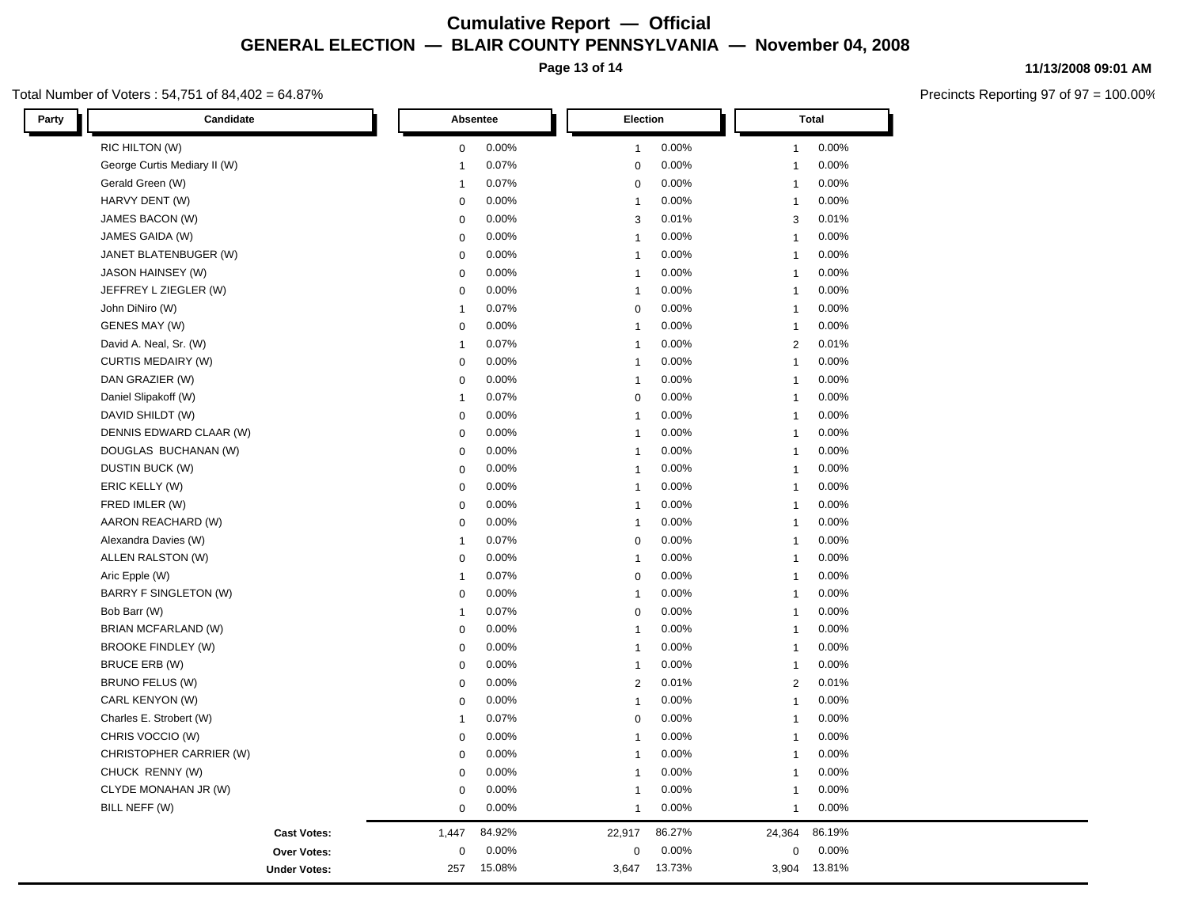# Cumulative Report — Official

## GENERAL ELECTION — BLAIR COUNTY PENNSYLVANIA — November 04, 2008

11/13/2008 09:01 AM

Total Number of Voters : 54,751 of 84,402 = 64.87%

Precincts Reporting 97 of 97 = 100.00%

| Party | Candidate | Absentee | | Election | | Total | |
|---|---|---|---|---|---|---|---|
| | RIC HILTON (W) | 0 | 0.00% | 1 | 0.00% | 1 | 0.00% |
| | George Curtis Mediary II (W) | 1 | 0.07% | 0 | 0.00% | 1 | 0.00% |
| | Gerald Green (W) | 1 | 0.07% | 0 | 0.00% | 1 | 0.00% |
| | HARVY DENT (W) | 0 | 0.00% | 1 | 0.00% | 1 | 0.00% |
| | JAMES BACON (W) | 0 | 0.00% | 3 | 0.01% | 3 | 0.01% |
| | JAMES GAIDA (W) | 0 | 0.00% | 1 | 0.00% | 1 | 0.00% |
| | JANET BLATENBUGER (W) | 0 | 0.00% | 1 | 0.00% | 1 | 0.00% |
| | JASON HAINSEY (W) | 0 | 0.00% | 1 | 0.00% | 1 | 0.00% |
| | JEFFREY L ZIEGLER (W) | 0 | 0.00% | 1 | 0.00% | 1 | 0.00% |
| | John DiNiro (W) | 1 | 0.07% | 0 | 0.00% | 1 | 0.00% |
| | GENES MAY (W) | 0 | 0.00% | 1 | 0.00% | 1 | 0.00% |
| | David A. Neal, Sr. (W) | 1 | 0.07% | 1 | 0.00% | 2 | 0.01% |
| | CURTIS MEDAIRY (W) | 0 | 0.00% | 1 | 0.00% | 1 | 0.00% |
| | DAN GRAZIER (W) | 0 | 0.00% | 1 | 0.00% | 1 | 0.00% |
| | Daniel Slipakoff (W) | 1 | 0.07% | 0 | 0.00% | 1 | 0.00% |
| | DAVID SHILDT (W) | 0 | 0.00% | 1 | 0.00% | 1 | 0.00% |
| | DENNIS EDWARD CLAAR (W) | 0 | 0.00% | 1 | 0.00% | 1 | 0.00% |
| | DOUGLAS BUCHANAN (W) | 0 | 0.00% | 1 | 0.00% | 1 | 0.00% |
| | DUSTIN BUCK (W) | 0 | 0.00% | 1 | 0.00% | 1 | 0.00% |
| | ERIC KELLY (W) | 0 | 0.00% | 1 | 0.00% | 1 | 0.00% |
| | FRED IMLER (W) | 0 | 0.00% | 1 | 0.00% | 1 | 0.00% |
| | AARON REACHARD (W) | 0 | 0.00% | 1 | 0.00% | 1 | 0.00% |
| | Alexandra Davies (W) | 1 | 0.07% | 0 | 0.00% | 1 | 0.00% |
| | ALLEN RALSTON (W) | 0 | 0.00% | 1 | 0.00% | 1 | 0.00% |
| | Aric Epple (W) | 1 | 0.07% | 0 | 0.00% | 1 | 0.00% |
| | BARRY F SINGLETON (W) | 0 | 0.00% | 1 | 0.00% | 1 | 0.00% |
| | Bob Barr (W) | 1 | 0.07% | 0 | 0.00% | 1 | 0.00% |
| | BRIAN MCFARLAND (W) | 0 | 0.00% | 1 | 0.00% | 1 | 0.00% |
| | BROOKE FINDLEY (W) | 0 | 0.00% | 1 | 0.00% | 1 | 0.00% |
| | BRUCE ERB (W) | 0 | 0.00% | 1 | 0.00% | 1 | 0.00% |
| | BRUNO FELUS (W) | 0 | 0.00% | 2 | 0.01% | 2 | 0.01% |
| | CARL KENYON (W) | 0 | 0.00% | 1 | 0.00% | 1 | 0.00% |
| | Charles E. Strobert (W) | 1 | 0.07% | 0 | 0.00% | 1 | 0.00% |
| | CHRIS VOCCIO (W) | 0 | 0.00% | 1 | 0.00% | 1 | 0.00% |
| | CHRISTOPHER CARRIER (W) | 0 | 0.00% | 1 | 0.00% | 1 | 0.00% |
| | CHUCK RENNY (W) | 0 | 0.00% | 1 | 0.00% | 1 | 0.00% |
| | CLYDE MONAHAN JR (W) | 0 | 0.00% | 1 | 0.00% | 1 | 0.00% |
| | BILL NEFF (W) | 0 | 0.00% | 1 | 0.00% | 1 | 0.00% |
| | **Cast Votes:** | 1,447 | 84.92% | 22,917 | 86.27% | 24,364 | 86.19% |
| | **Over Votes:** | 0 | 0.00% | 0 | 0.00% | 0 | 0.00% |
| | **Under Votes:** | 257 | 15.08% | 3,647 | 13.73% | 3,904 | 13.81% |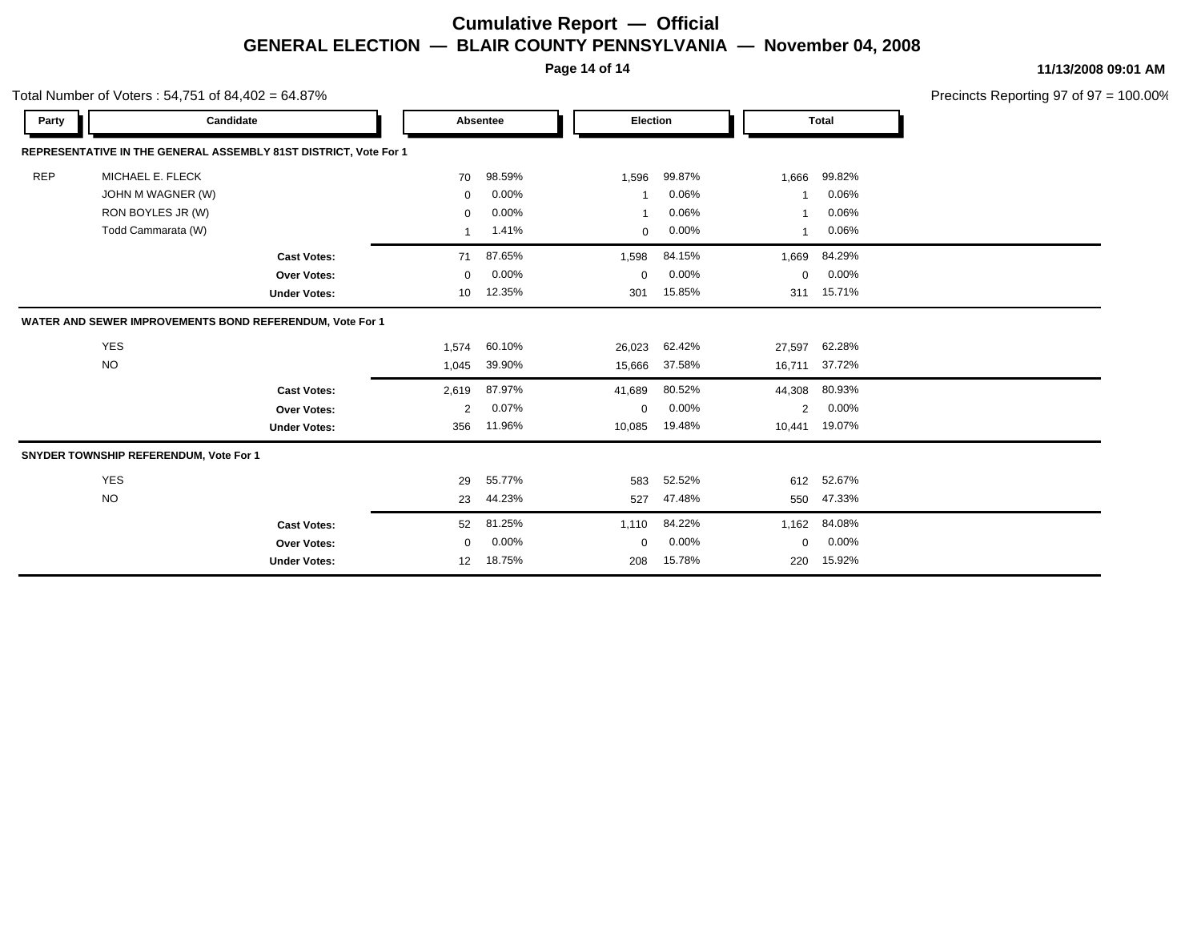# Cumulative Report — Official

## GENERAL ELECTION — BLAIR COUNTY PENNSYLVANIA — November 04, 2008

**11/13/2008 09:01 AM**

Total Number of Voters : 54,751 of 84,402 = 64.87%

Precincts Reporting 97 of 97 = 100.00%

| Party | Candidate | Absentee | | Election | | Total | |
|---|---|---|---|---|---|---|---|
| **REPRESENTATIVE IN THE GENERAL ASSEMBLY 81ST DISTRICT, Vote For 1** | | | | | | | |
| REP | MICHAEL E. FLECK | 70 | 98.59% | 1,596 | 99.87% | 1,666 | 99.82% |
| | JOHN M WAGNER (W) | 0 | 0.00% | 1 | 0.06% | 1 | 0.06% |
| | RON BOYLES JR (W) | 0 | 0.00% | 1 | 0.06% | 1 | 0.06% |
| | Todd Cammarata (W) | 1 | 1.41% | 0 | 0.00% | 1 | 0.06% |
| | **Cast Votes:** | 71 | 87.65% | 1,598 | 84.15% | 1,669 | 84.29% |
| | **Over Votes:** | 0 | 0.00% | 0 | 0.00% | 0 | 0.00% |
| | **Under Votes:** | 10 | 12.35% | 301 | 15.85% | 311 | 15.71% |
| **WATER AND SEWER IMPROVEMENTS BOND REFERENDUM, Vote For 1** | | | | | | | |
| | YES | 1,574 | 60.10% | 26,023 | 62.42% | 27,597 | 62.28% |
| | NO | 1,045 | 39.90% | 15,666 | 37.58% | 16,711 | 37.72% |
| | **Cast Votes:** | 2,619 | 87.97% | 41,689 | 80.52% | 44,308 | 80.93% |
| | **Over Votes:** | 2 | 0.07% | 0 | 0.00% | 2 | 0.00% |
| | **Under Votes:** | 356 | 11.96% | 10,085 | 19.48% | 10,441 | 19.07% |
| **SNYDER TOWNSHIP REFERENDUM, Vote For 1** | | | | | | | |
| | YES | 29 | 55.77% | 583 | 52.52% | 612 | 52.67% |
| | NO | 23 | 44.23% | 527 | 47.48% | 550 | 47.33% |
| | **Cast Votes:** | 52 | 81.25% | 1,110 | 84.22% | 1,162 | 84.08% |
| | **Over Votes:** | 0 | 0.00% | 0 | 0.00% | 0 | 0.00% |
| | **Under Votes:** | 12 | 18.75% | 208 | 15.78% | 220 | 15.92% |